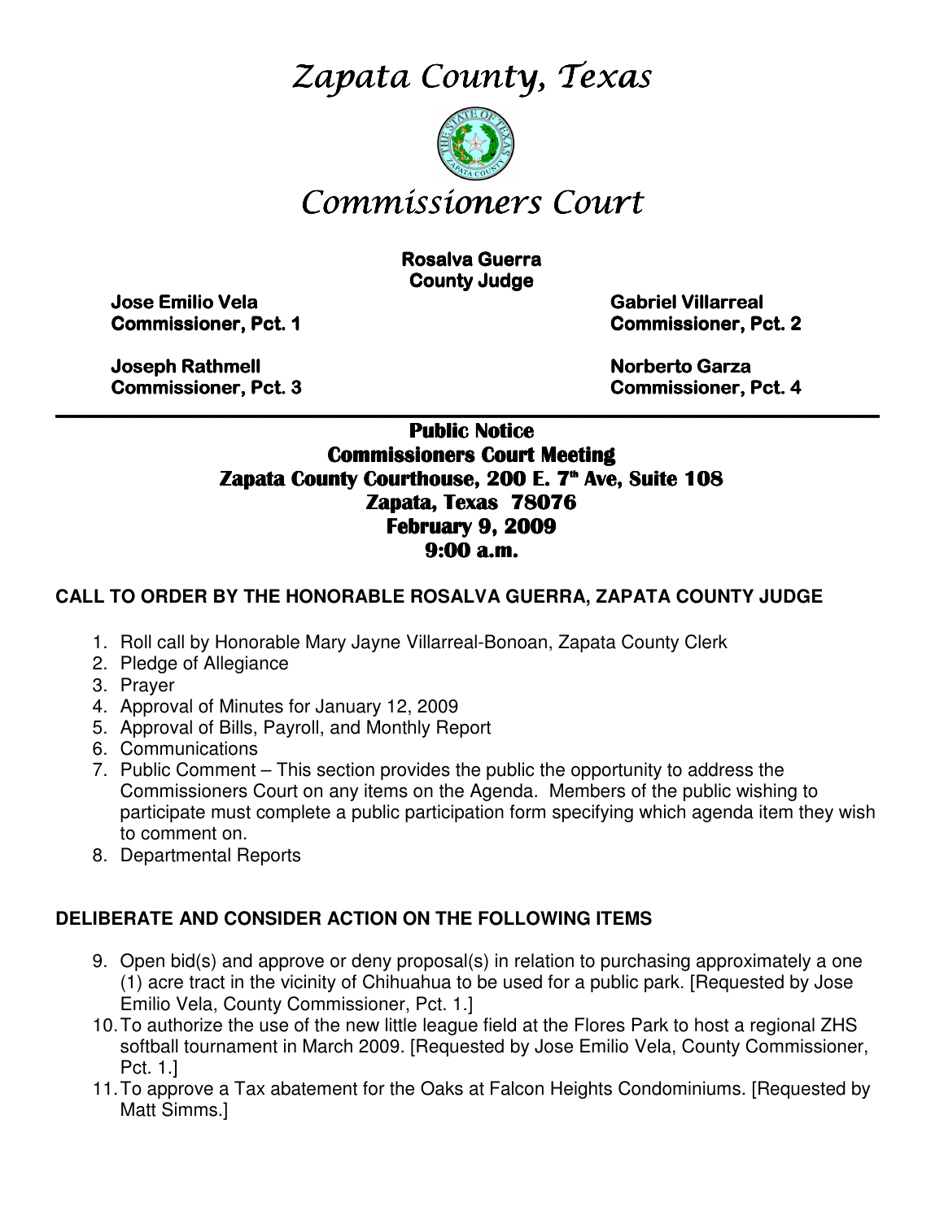# Zapata County, Texas

# Commissioners Court

**Rosalva Guerra**
**County Judge**

**Jose Emilio Vela**
**Commissioner, Pct. 1**

**Gabriel Villarreal**
**Commissioner, Pct. 2**

**Joseph Rathmell**
**Commissioner, Pct. 3**

**Norberto Garza**
**Commissioner, Pct. 4**

---

## Public Notice
## Commissioners Court Meeting
## Zapata County Courthouse, 200 E. 7th Ave, Suite 108
## Zapata, Texas 78076
## February 9, 2009
## 9:00 a.m.

**CALL TO ORDER BY THE HONORABLE ROSALVA GUERRA, ZAPATA COUNTY JUDGE**

1. Roll call by Honorable Mary Jayne Villarreal-Bonoan, Zapata County Clerk
2. Pledge of Allegiance
3. Prayer
4. Approval of Minutes for January 12, 2009
5. Approval of Bills, Payroll, and Monthly Report
6. Communications
7. Public Comment – This section provides the public the opportunity to address the Commissioners Court on any items on the Agenda. Members of the public wishing to participate must complete a public participation form specifying which agenda item they wish to comment on.
8. Departmental Reports

**DELIBERATE AND CONSIDER ACTION ON THE FOLLOWING ITEMS**

9. Open bid(s) and approve or deny proposal(s) in relation to purchasing approximately a one (1) acre tract in the vicinity of Chihuahua to be used for a public park. [Requested by Jose Emilio Vela, County Commissioner, Pct. 1.]
10. To authorize the use of the new little league field at the Flores Park to host a regional ZHS softball tournament in March 2009. [Requested by Jose Emilio Vela, County Commissioner, Pct. 1.]
11. To approve a Tax abatement for the Oaks at Falcon Heights Condominiums. [Requested by Matt Simms.]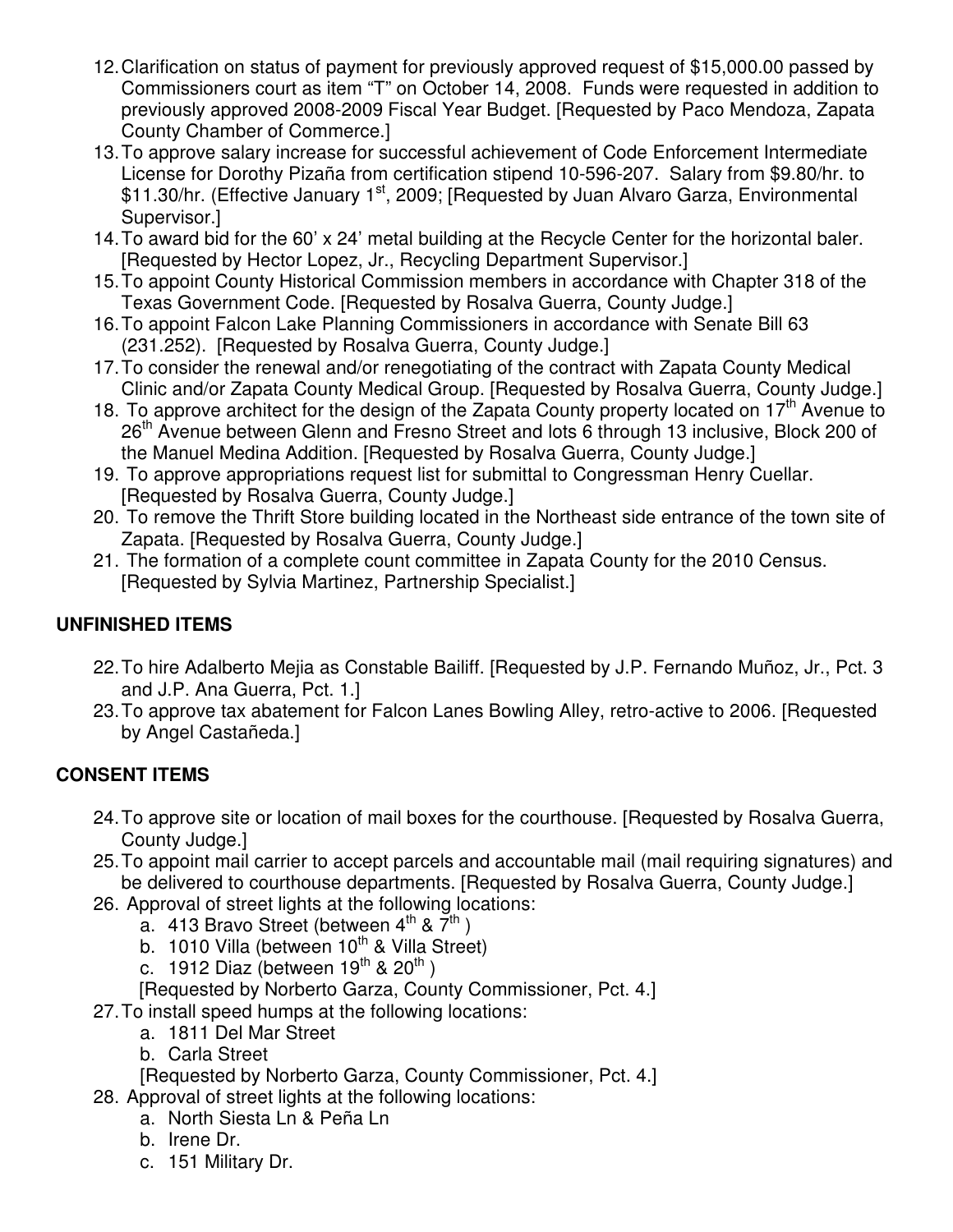12. Clarification on status of payment for previously approved request of $15,000.00 passed by Commissioners court as item "T" on October 14, 2008. Funds were requested in addition to previously approved 2008-2009 Fiscal Year Budget. [Requested by Paco Mendoza, Zapata County Chamber of Commerce.]
13. To approve salary increase for successful achievement of Code Enforcement Intermediate License for Dorothy Pizaña from certification stipend 10-596-207. Salary from $9.80/hr. to $11.30/hr. (Effective January 1st, 2009; [Requested by Juan Alvaro Garza, Environmental Supervisor.]
14. To award bid for the 60' x 24' metal building at the Recycle Center for the horizontal baler. [Requested by Hector Lopez, Jr., Recycling Department Supervisor.]
15. To appoint County Historical Commission members in accordance with Chapter 318 of the Texas Government Code. [Requested by Rosalva Guerra, County Judge.]
16. To appoint Falcon Lake Planning Commissioners in accordance with Senate Bill 63 (231.252). [Requested by Rosalva Guerra, County Judge.]
17. To consider the renewal and/or renegotiating of the contract with Zapata County Medical Clinic and/or Zapata County Medical Group. [Requested by Rosalva Guerra, County Judge.]
18. To approve architect for the design of the Zapata County property located on 17th Avenue to 26th Avenue between Glenn and Fresno Street and lots 6 through 13 inclusive, Block 200 of the Manuel Medina Addition. [Requested by Rosalva Guerra, County Judge.]
19. To approve appropriations request list for submittal to Congressman Henry Cuellar. [Requested by Rosalva Guerra, County Judge.]
20. To remove the Thrift Store building located in the Northeast side entrance of the town site of Zapata. [Requested by Rosalva Guerra, County Judge.]
21. The formation of a complete count committee in Zapata County for the 2010 Census. [Requested by Sylvia Martinez, Partnership Specialist.]

## UNFINISHED ITEMS

22. To hire Adalberto Mejia as Constable Bailiff. [Requested by J.P. Fernando Muñoz, Jr., Pct. 3 and J.P. Ana Guerra, Pct. 1.]
23. To approve tax abatement for Falcon Lanes Bowling Alley, retro-active to 2006. [Requested by Angel Castañeda.]

## CONSENT ITEMS

24. To approve site or location of mail boxes for the courthouse. [Requested by Rosalva Guerra, County Judge.]
25. To appoint mail carrier to accept parcels and accountable mail (mail requiring signatures) and be delivered to courthouse departments. [Requested by Rosalva Guerra, County Judge.]
26. Approval of street lights at the following locations:
    a. 413 Bravo Street (between 4th & 7th )
    b. 1010 Villa (between 10th & Villa Street)
    c. 1912 Diaz (between 19th & 20th )

    [Requested by Norberto Garza, County Commissioner, Pct. 4.]
27. To install speed humps at the following locations:
    a. 1811 Del Mar Street
    b. Carla Street

    [Requested by Norberto Garza, County Commissioner, Pct. 4.]
28. Approval of street lights at the following locations:
    a. North Siesta Ln & Peña Ln
    b. Irene Dr.
    c. 151 Military Dr.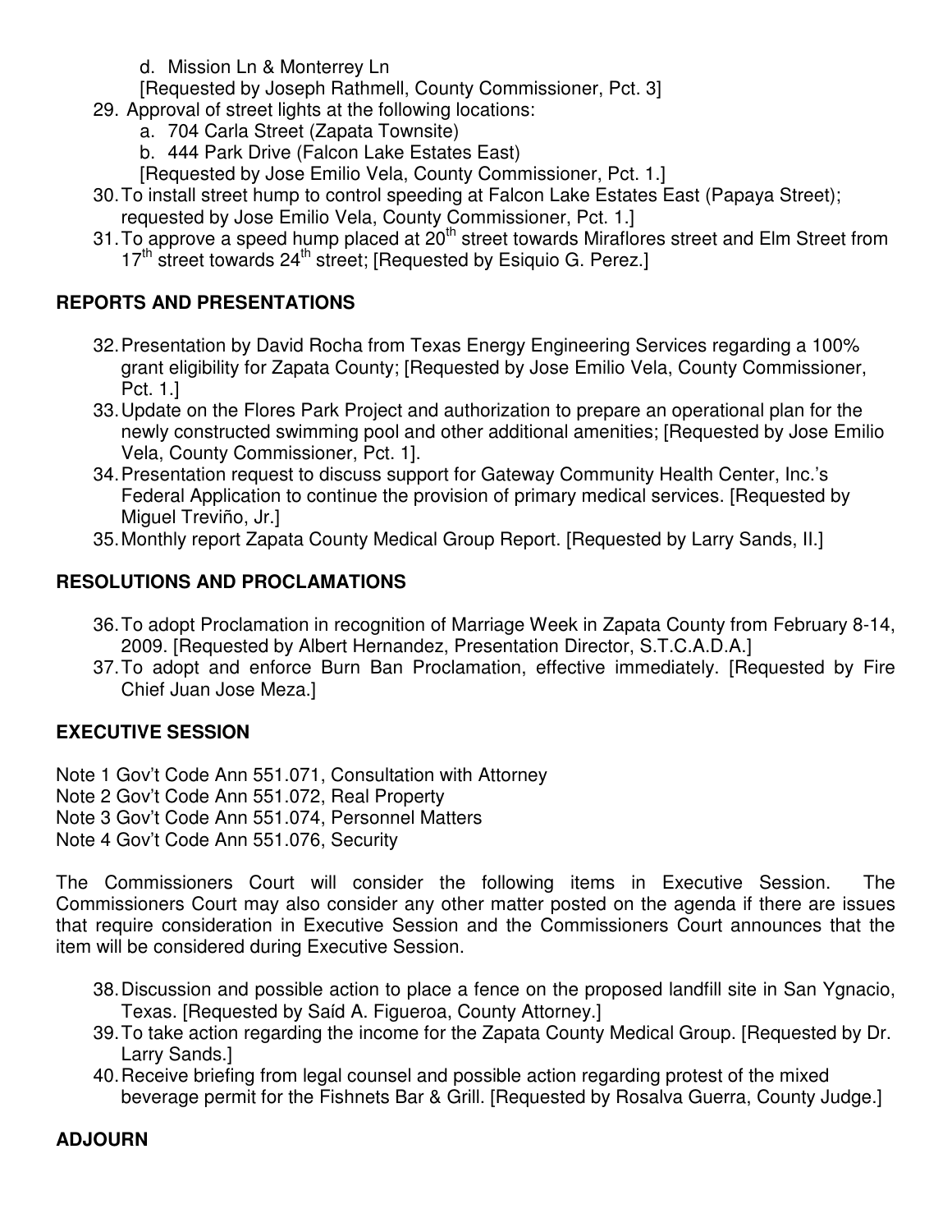d. Mission Ln & Monterrey Ln

[Requested by Joseph Rathmell, County Commissioner, Pct. 3]

29. Approval of street lights at the following locations:
    a. 704 Carla Street (Zapata Townsite)
    b. 444 Park Drive (Falcon Lake Estates East)

    [Requested by Jose Emilio Vela, County Commissioner, Pct. 1.]
30. To install street hump to control speeding at Falcon Lake Estates East (Papaya Street); requested by Jose Emilio Vela, County Commissioner, Pct. 1.]
31. To approve a speed hump placed at 20th street towards Miraflores street and Elm Street from 17th street towards 24th street; [Requested by Esiquio G. Perez.]

## REPORTS AND PRESENTATIONS

32. Presentation by David Rocha from Texas Energy Engineering Services regarding a 100% grant eligibility for Zapata County; [Requested by Jose Emilio Vela, County Commissioner, Pct. 1.]
33. Update on the Flores Park Project and authorization to prepare an operational plan for the newly constructed swimming pool and other additional amenities; [Requested by Jose Emilio Vela, County Commissioner, Pct. 1].
34. Presentation request to discuss support for Gateway Community Health Center, Inc.'s Federal Application to continue the provision of primary medical services. [Requested by Miguel Treviño, Jr.]
35. Monthly report Zapata County Medical Group Report. [Requested by Larry Sands, II.]

## RESOLUTIONS AND PROCLAMATIONS

36. To adopt Proclamation in recognition of Marriage Week in Zapata County from February 8-14, 2009. [Requested by Albert Hernandez, Presentation Director, S.T.C.A.D.A.]
37. To adopt and enforce Burn Ban Proclamation, effective immediately. [Requested by Fire Chief Juan Jose Meza.]

## EXECUTIVE SESSION

Note 1 Gov't Code Ann 551.071, Consultation with Attorney
Note 2 Gov't Code Ann 551.072, Real Property
Note 3 Gov't Code Ann 551.074, Personnel Matters
Note 4 Gov't Code Ann 551.076, Security

The Commissioners Court will consider the following items in Executive Session. The Commissioners Court may also consider any other matter posted on the agenda if there are issues that require consideration in Executive Session and the Commissioners Court announces that the item will be considered during Executive Session.

38. Discussion and possible action to place a fence on the proposed landfill site in San Ygnacio, Texas. [Requested by Saíd A. Figueroa, County Attorney.]
39. To take action regarding the income for the Zapata County Medical Group. [Requested by Dr. Larry Sands.]
40. Receive briefing from legal counsel and possible action regarding protest of the mixed beverage permit for the Fishnets Bar & Grill. [Requested by Rosalva Guerra, County Judge.]

## ADJOURN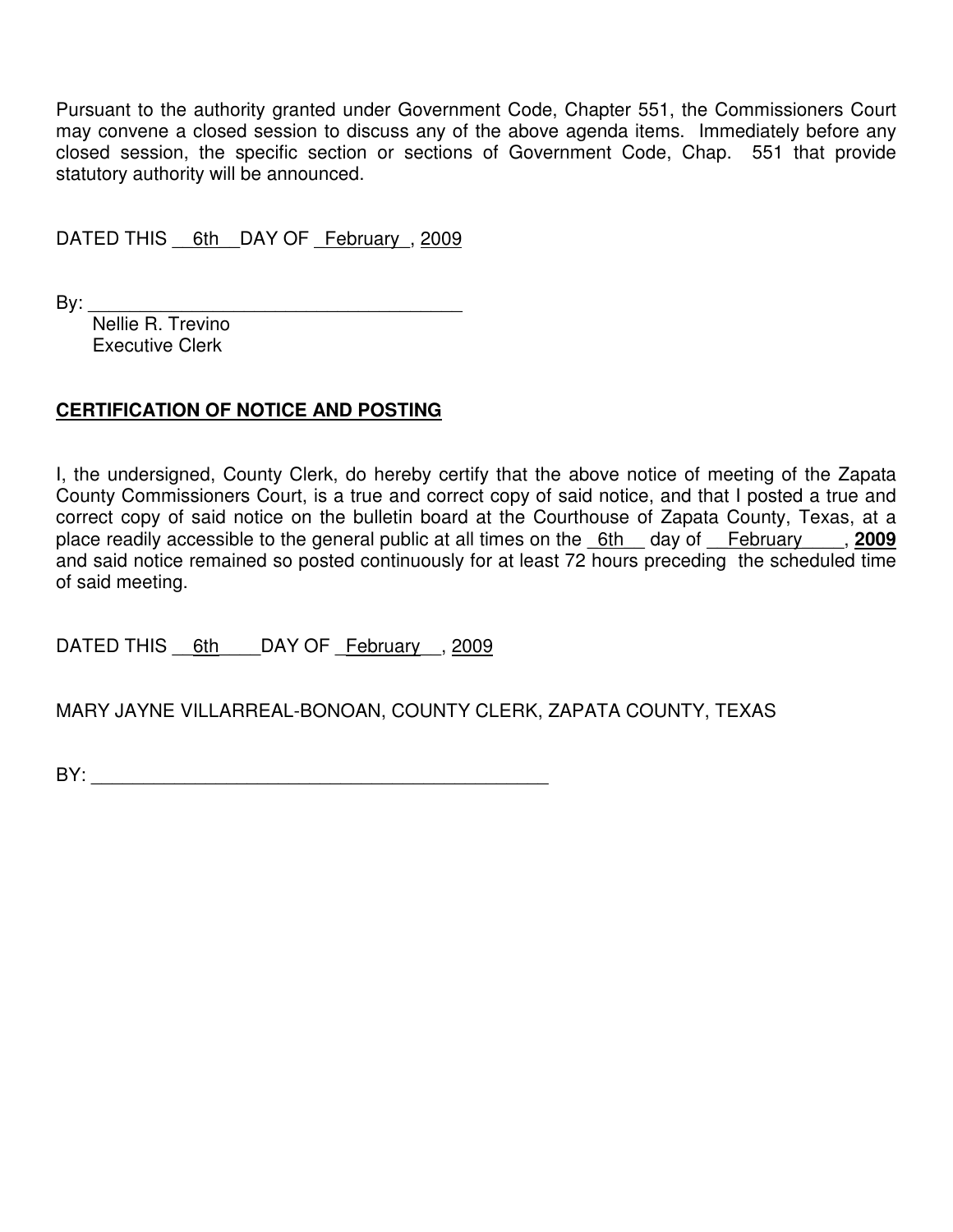Pursuant to the authority granted under Government Code, Chapter 551, the Commissioners Court may convene a closed session to discuss any of the above agenda items. Immediately before any closed session, the specific section or sections of Government Code, Chap. 551 that provide statutory authority will be announced.

DATED THIS 6th DAY OF February, 2009

By: ___________________________________

Nellie R. Trevino
Executive Clerk

**CERTIFICATION OF NOTICE AND POSTING**

I, the undersigned, County Clerk, do hereby certify that the above notice of meeting of the Zapata County Commissioners Court, is a true and correct copy of said notice, and that I posted a true and correct copy of said notice on the bulletin board at the Courthouse of Zapata County, Texas, at a place readily accessible to the general public at all times on the 6th day of February, **2009** and said notice remained so posted continuously for at least 72 hours preceding the scheduled time of said meeting.

DATED THIS 6th DAY OF February, 2009

MARY JAYNE VILLARREAL-BONOAN, COUNTY CLERK, ZAPATA COUNTY, TEXAS

BY: ___________________________________________